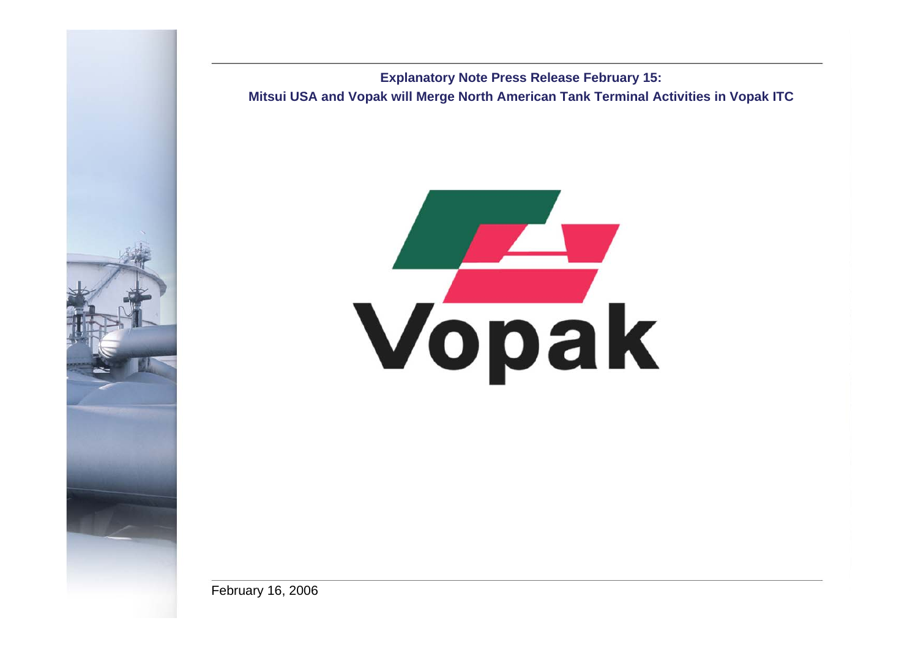# Explanatory Note Press Release February 15: Mitsui USA and Vopak will Merge North American Tank Terminal Activities in Vopak ITC

Vopak

February 16, 2006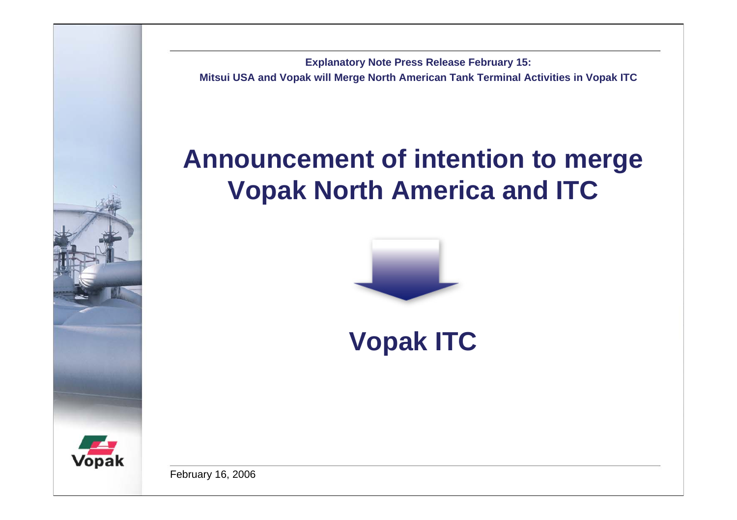**Explanatory Note Press Release February 15:**
**Mitsui USA and Vopak will Merge North American Tank Terminal Activities in Vopak ITC**

# Announcement of intention to merge Vopak North America and ITC

# Vopak ITC

February 16, 2006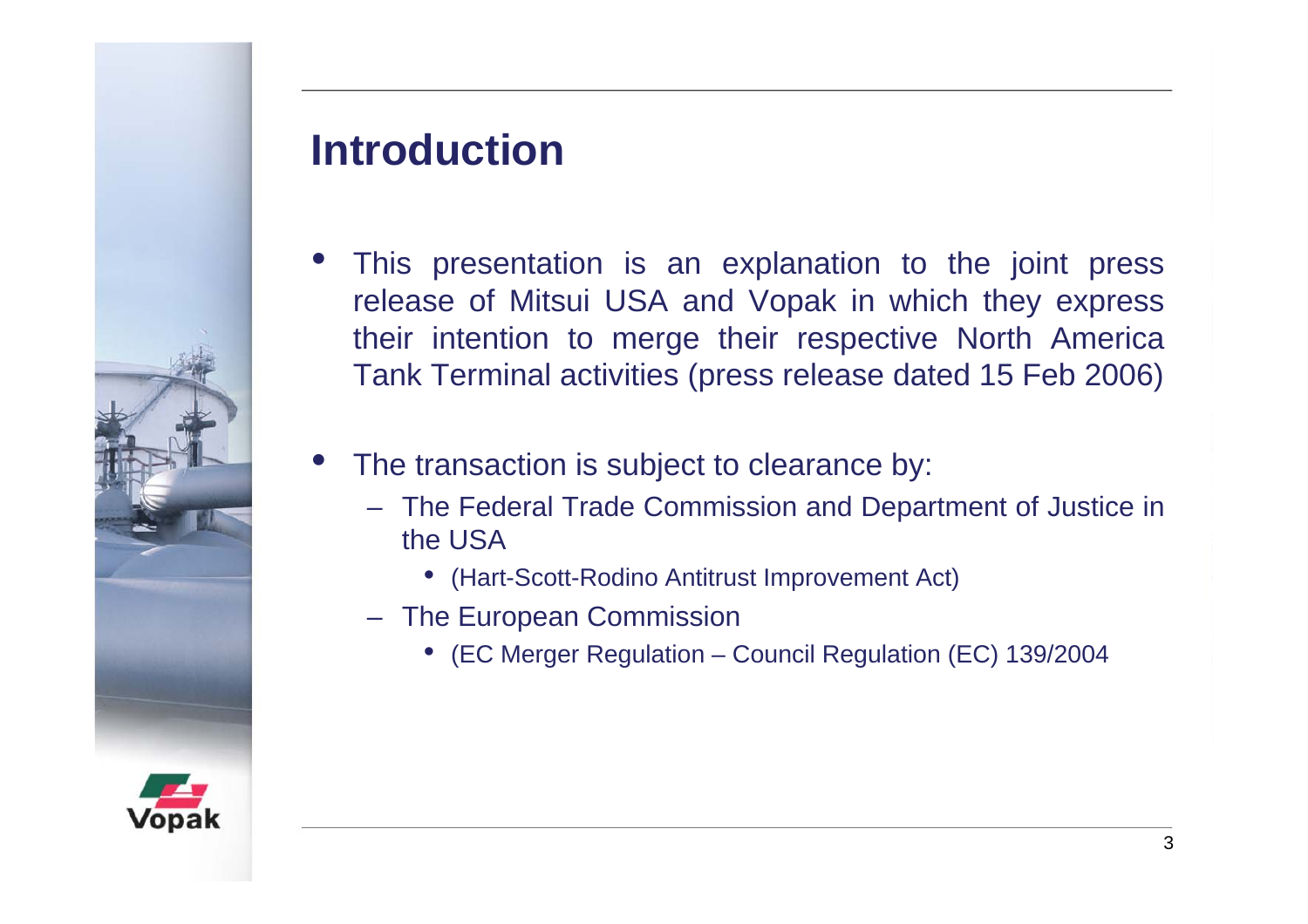# Introduction

- This presentation is an explanation to the joint press release of Mitsui USA and Vopak in which they express their intention to merge their respective North America Tank Terminal activities (press release dated 15 Feb 2006)

- The transaction is subject to clearance by:
  - The Federal Trade Commission and Department of Justice in the USA
    - (Hart-Scott-Rodino Antitrust Improvement Act)
  - The European Commission
    - (EC Merger Regulation – Council Regulation (EC) 139/2004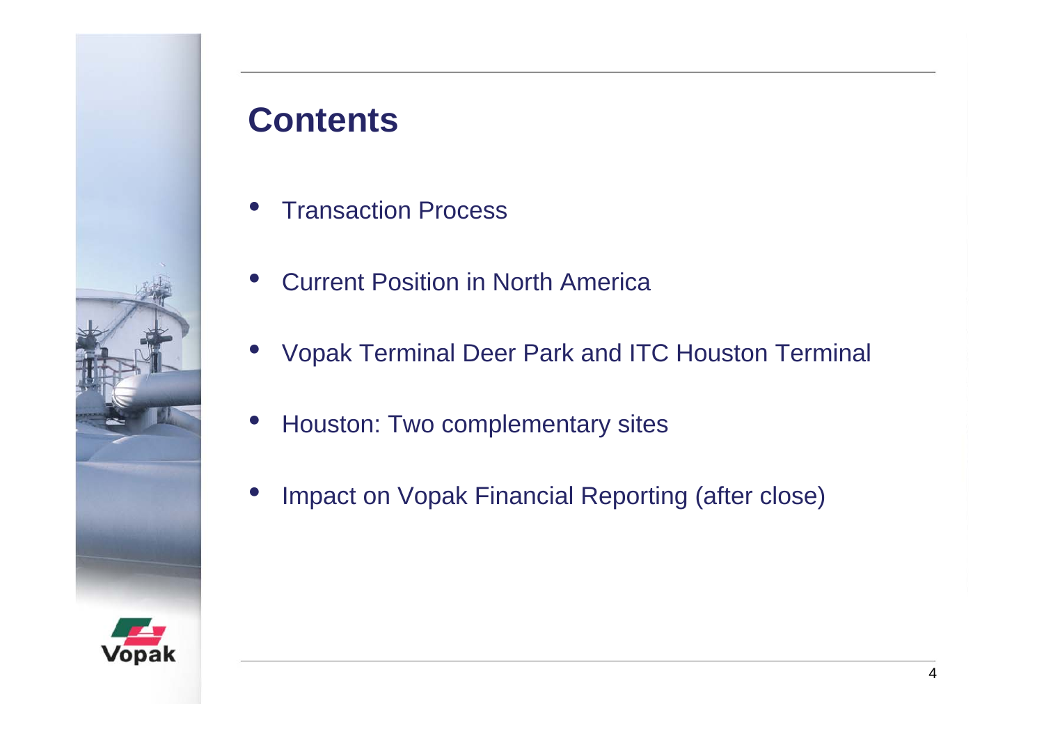# Contents

- Transaction Process
- Current Position in North America
- Vopak Terminal Deer Park and ITC Houston Terminal
- Houston: Two complementary sites
- Impact on Vopak Financial Reporting (after close)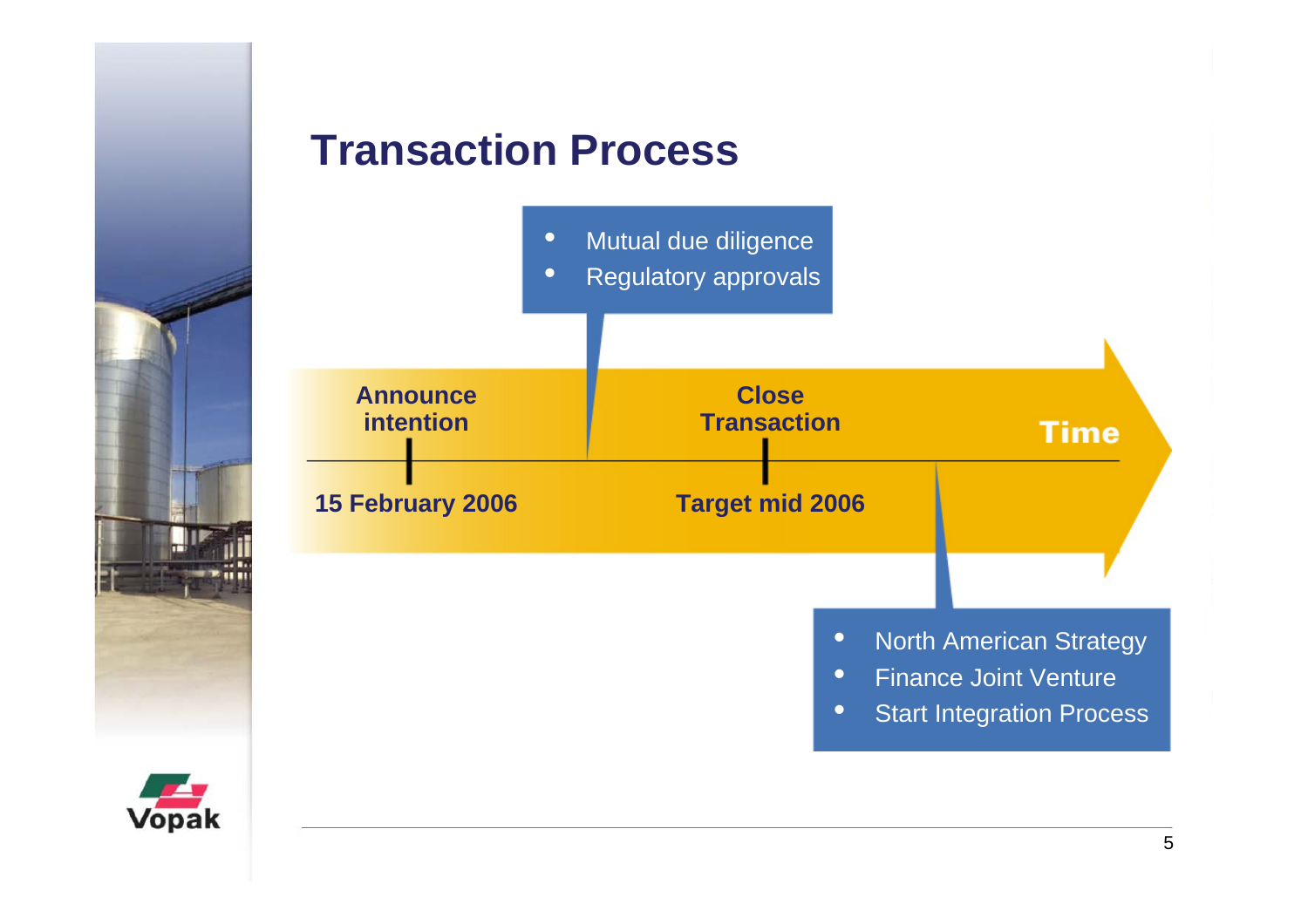# Transaction Process

- Mutual due diligence
- Regulatory approvals

**Announce intention** — **15 February 2006**

**Close Transaction** — **Target mid 2006**

**Time**

- North American Strategy
- Finance Joint Venture
- Start Integration Process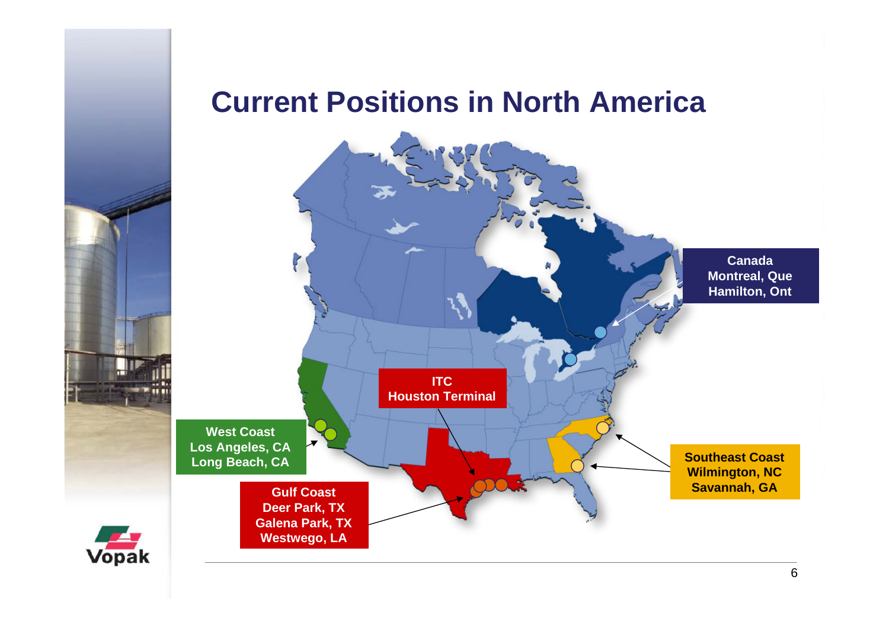# Current Positions in North America

**Canada**
Montreal, Que
Hamilton, Ont

**ITC**
Houston Terminal

**West Coast**
Los Angeles, CA
Long Beach, CA

**Southeast Coast**
Wilmington, NC
Savannah, GA

**Gulf Coast**
Deer Park, TX
Galena Park, TX
Westwego, LA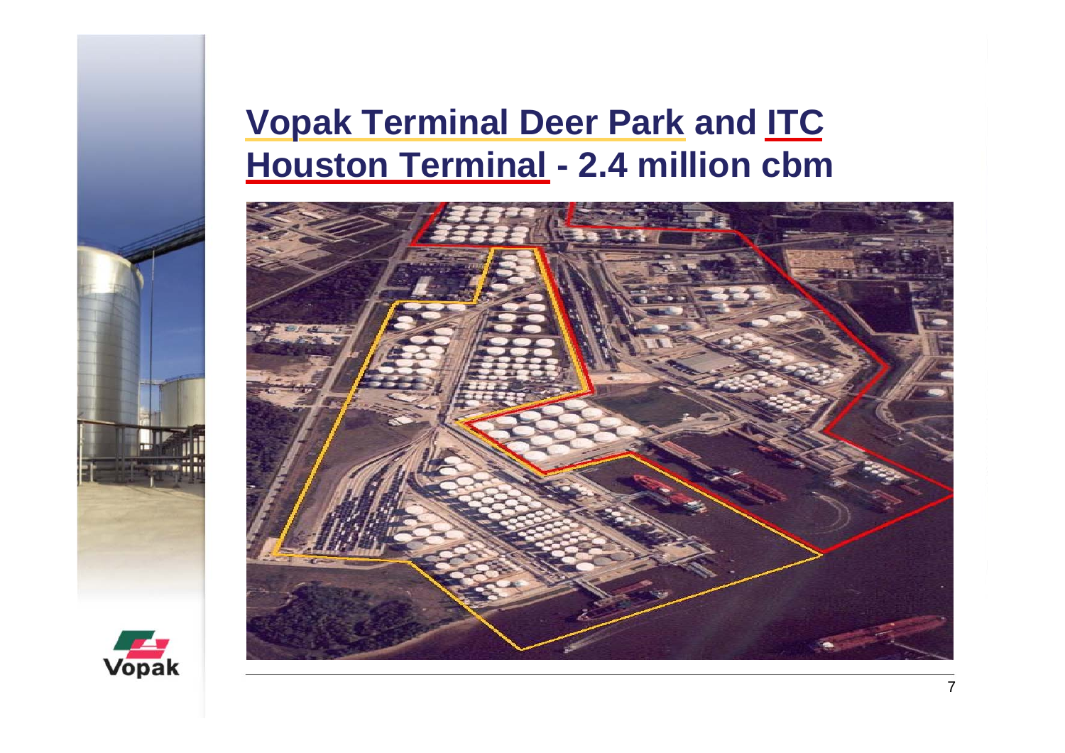# Vopak Terminal Deer Park and ITC Houston Terminal - 2.4 million cbm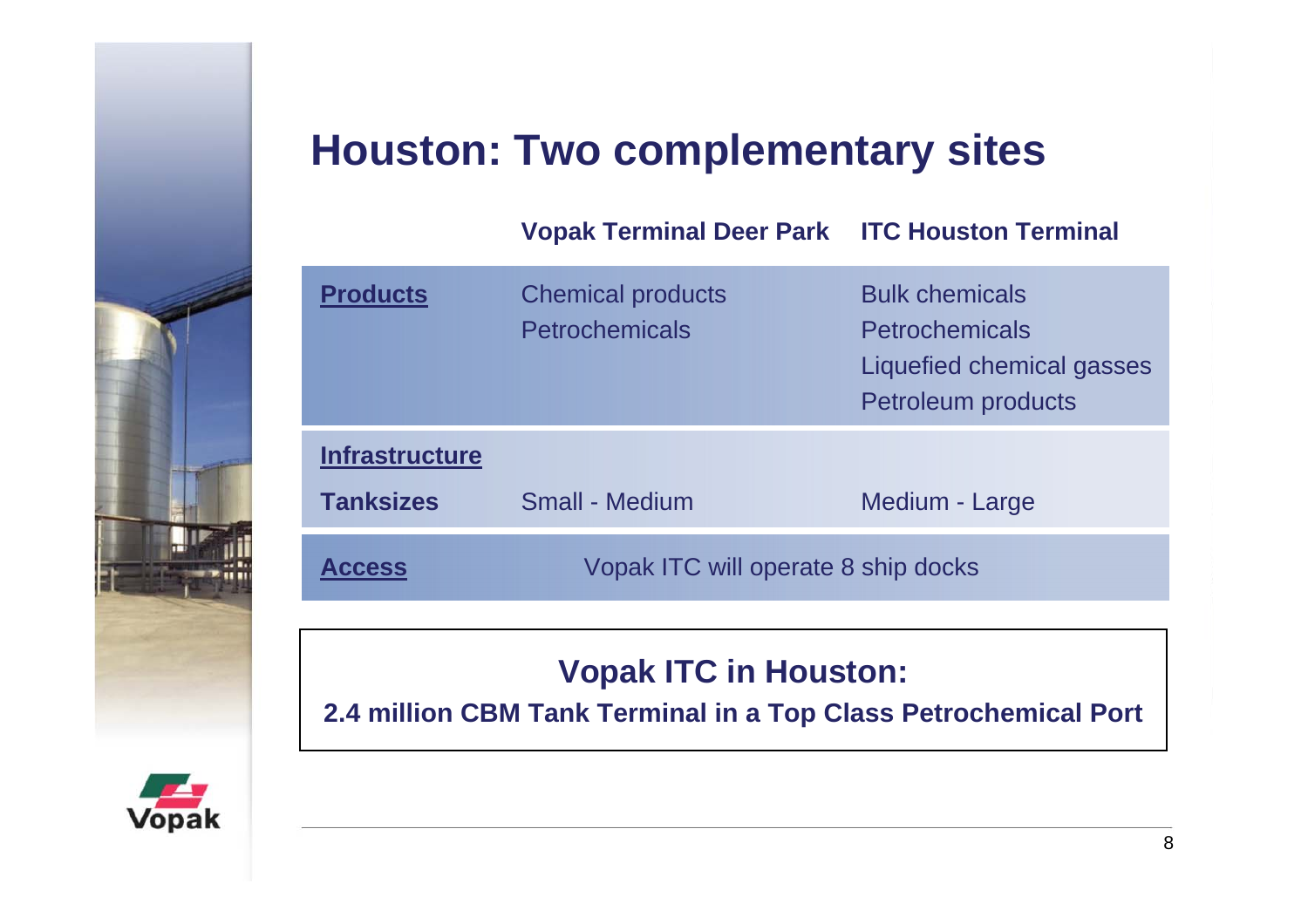# Houston: Two complementary sites

| | Vopak Terminal Deer Park | ITC Houston Terminal |
|---|---|---|
| **Products** | Chemical products<br>Petrochemicals | Bulk chemicals<br>Petrochemicals<br>Liquefied chemical gasses<br>Petroleum products |
| **Infrastructure** | | |
| **Tanksizes** | Small - Medium | Medium - Large |
| **Access** | Vopak ITC will operate 8 ship docks | |

**Vopak ITC in Houston:**

**2.4 million CBM Tank Terminal in a Top Class Petrochemical Port**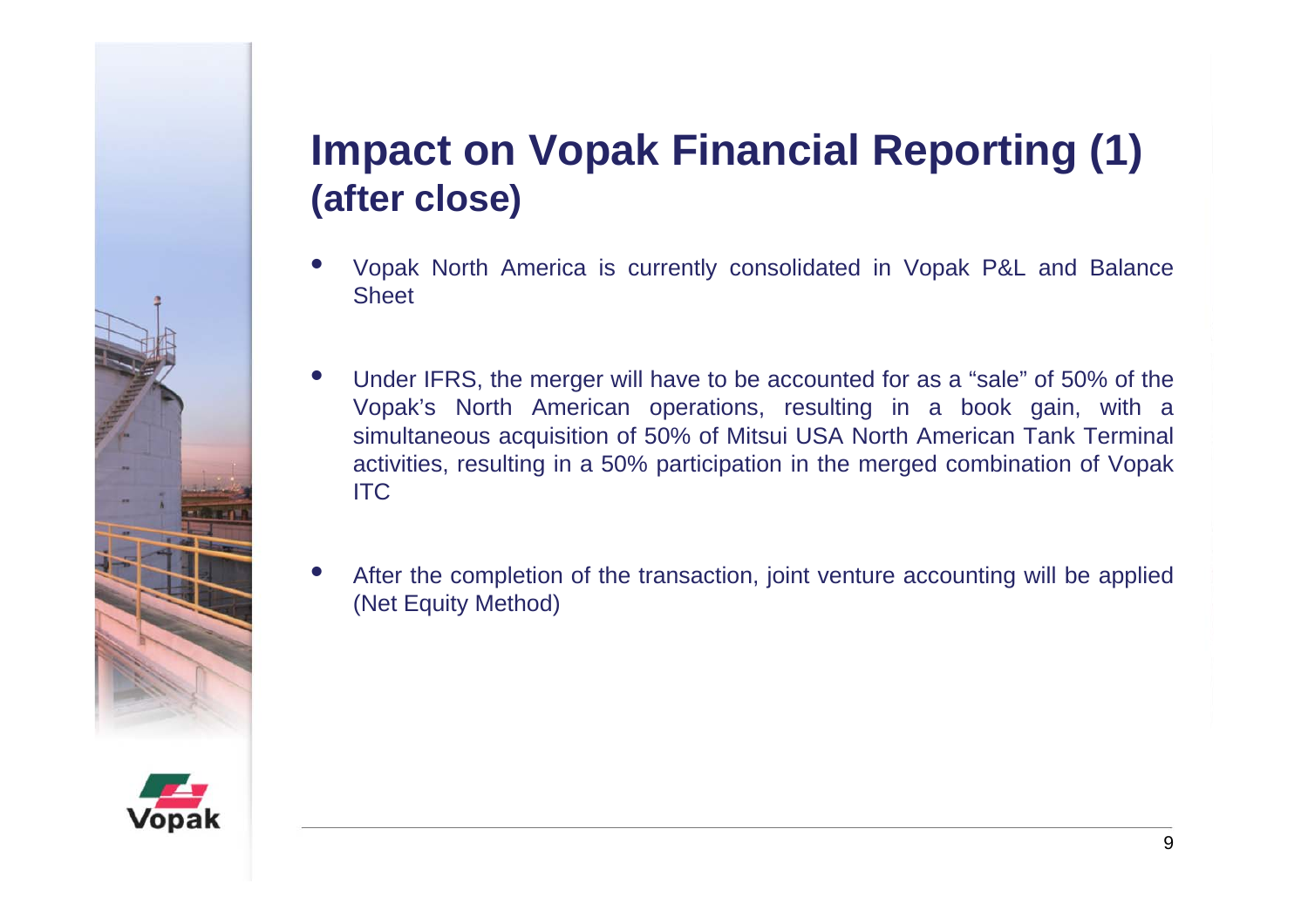# Impact on Vopak Financial Reporting (1) (after close)

- Vopak North America is currently consolidated in Vopak P&L and Balance Sheet
- Under IFRS, the merger will have to be accounted for as a "sale" of 50% of the Vopak's North American operations, resulting in a book gain, with a simultaneous acquisition of 50% of Mitsui USA North American Tank Terminal activities, resulting in a 50% participation in the merged combination of Vopak ITC
- After the completion of the transaction, joint venture accounting will be applied (Net Equity Method)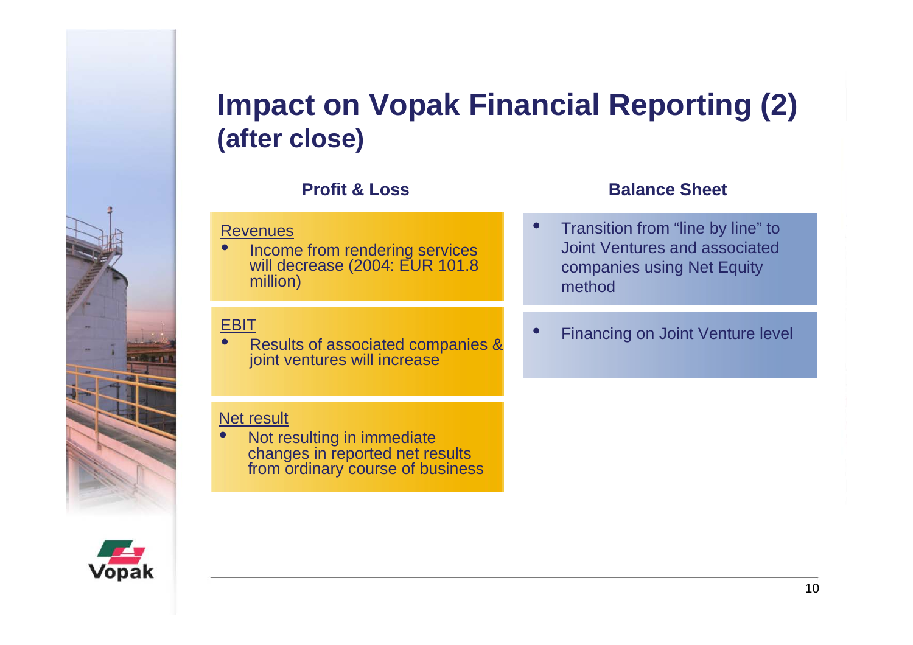# Impact on Vopak Financial Reporting (2) (after close)

## Profit & Loss

Revenues

- Income from rendering services will decrease (2004: EUR 101.8 million)

EBIT

- Results of associated companies & joint ventures will increase

Net result

- Not resulting in immediate changes in reported net results from ordinary course of business

## Balance Sheet

- Transition from "line by line" to Joint Ventures and associated companies using Net Equity method
- Financing on Joint Venture level